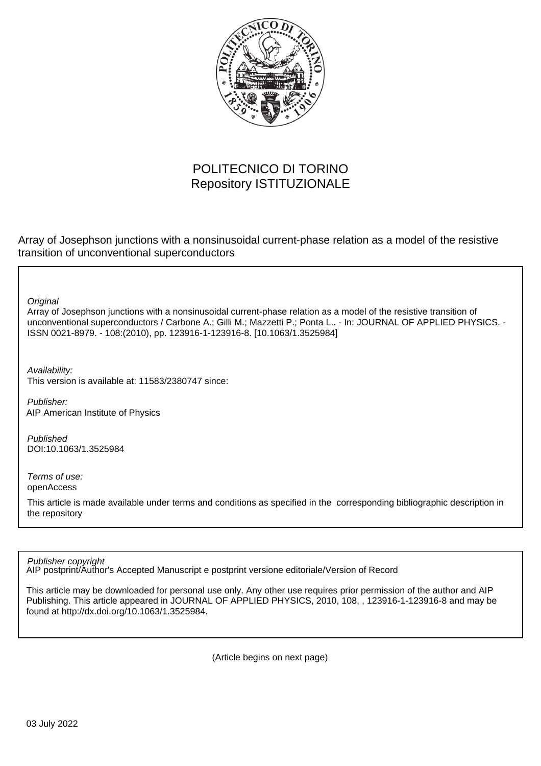POLITECNICO DI TORINO
Repository ISTITUZIONALE

Array of Josephson junctions with a nonsinusoidal current-phase relation as a model of the resistive transition of unconventional superconductors

*Original*

Array of Josephson junctions with a nonsinusoidal current-phase relation as a model of the resistive transition of unconventional superconductors / Carbone A.; Gilli M.; Mazzetti P.; Ponta L.. - In: JOURNAL OF APPLIED PHYSICS. - ISSN 0021-8979. - 108:(2010), pp. 123916-1-123916-8. [10.1063/1.3525984]

*Availability:*

This version is available at: 11583/2380747 since:

*Publisher:*

AIP American Institute of Physics

*Published*

DOI:10.1063/1.3525984

*Terms of use:*

openAccess

This article is made available under terms and conditions as specified in the corresponding bibliographic description in the repository

*Publisher copyright*

AIP postprint/Author's Accepted Manuscript e postprint versione editoriale/Version of Record

This article may be downloaded for personal use only. Any other use requires prior permission of the author and AIP Publishing. This article appeared in JOURNAL OF APPLIED PHYSICS, 2010, 108, , 123916-1-123916-8 and may be found at http://dx.doi.org/10.1063/1.3525984.

(Article begins on next page)

03 July 2022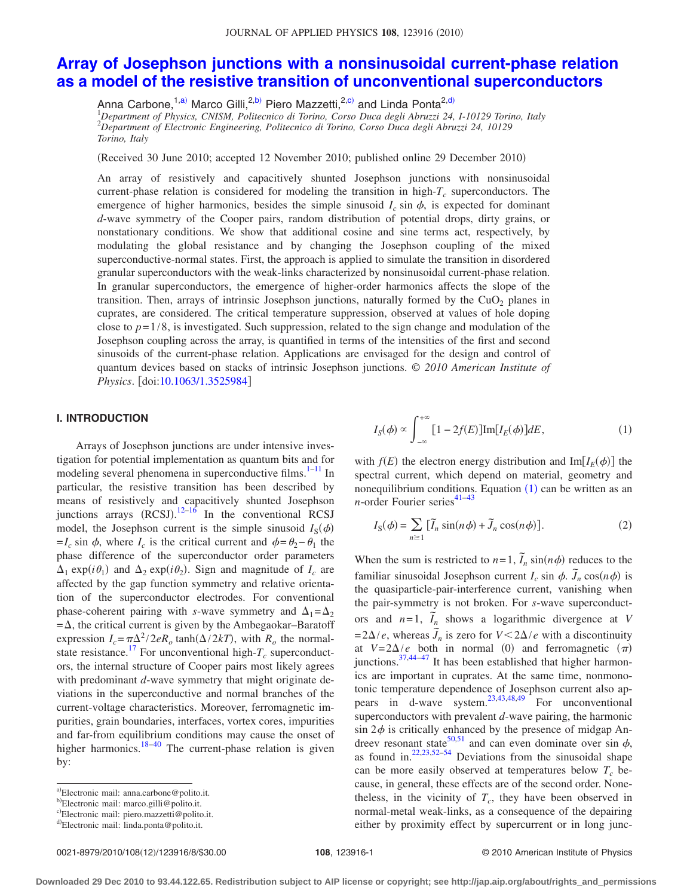# Array of Josephson junctions with a nonsinusoidal current-phase relation as a model of the resistive transition of unconventional superconductors

Anna Carbone,[1,a)] Marco Gilli,[2,b)] Piero Mazzetti,[2,c)] and Linda Ponta[2,d)]

[1]*Department of Physics, CNISM, Politecnico di Torino, Corso Duca degli Abruzzi 24, I-10129 Torino, Italy*
[2]*Department of Electronic Engineering, Politecnico di Torino, Corso Duca degli Abruzzi 24, 10129 Torino, Italy*

(Received 30 June 2010; accepted 12 November 2010; published online 29 December 2010)

An array of resistively and capacitively shunted Josephson junctions with nonsinusoidal current-phase relation is considered for modeling the transition in high-$T_c$ superconductors. The emergence of higher harmonics, besides the simple sinusoid $I_c \sin \phi$, is expected for dominant *d*-wave symmetry of the Cooper pairs, random distribution of potential drops, dirty grains, or nonstationary conditions. We show that additional cosine and sine terms act, respectively, by modulating the global resistance and by changing the Josephson coupling of the mixed superconductive-normal states. First, the approach is applied to simulate the transition in disordered granular superconductors with the weak-links characterized by nonsinusoidal current-phase relation. In granular superconductors, the emergence of higher-order harmonics affects the slope of the transition. Then, arrays of intrinsic Josephson junctions, naturally formed by the $CuO_2$ planes in cuprates, are considered. The critical temperature suppression, observed at values of hole doping close to $p=1/8$, is investigated. Such suppression, related to the sign change and modulation of the Josephson coupling across the array, is quantified in terms of the intensities of the first and second sinusoids of the current-phase relation. Applications are envisaged for the design and control of quantum devices based on stacks of intrinsic Josephson junctions. © *2010 American Institute of Physics*. [doi:10.1063/1.3525984]

## I. INTRODUCTION

Arrays of Josephson junctions are under intensive investigation for potential implementation as quantum bits and for modeling several phenomena in superconductive films.[1–11] In particular, the resistive transition has been described by means of resistively and capacitively shunted Josephson junctions arrays (RCSJ).[12–16] In the conventional RCSJ model, the Josephson current is the simple sinusoid $I_S(\phi) = I_c \sin \phi$, where $I_c$ is the critical current and $\phi = \theta_2 - \theta_1$ the phase difference of the superconductor order parameters $\Delta_1 \exp(i\theta_1)$ and $\Delta_2 \exp(i\theta_2)$. Sign and magnitude of $I_c$ are affected by the gap function symmetry and relative orientation of the superconductor electrodes. For conventional phase-coherent pairing with *s*-wave symmetry and $\Delta_1 = \Delta_2 = \Delta$, the critical current is given by the Ambegaokar–Baratoff expression $I_c = \pi\Delta^2/2eR_o \tanh(\Delta/2kT)$, with $R_o$ the normal-state resistance.[17] For unconventional high-$T_c$ superconductors, the internal structure of Cooper pairs most likely agrees with predominant *d*-wave symmetry that might originate deviations in the superconductive and normal branches of the current-voltage characteristics. Moreover, ferromagnetic impurities, grain boundaries, interfaces, vortex cores, impurities and far-from equilibrium conditions may cause the onset of higher harmonics.[18–40] The current-phase relation is given by:

$$I_S(\phi) \propto \int_{-\infty}^{+\infty} [1 - 2f(E)] \mathrm{Im}[I_E(\phi)] dE, \tag{1}$$

with $f(E)$ the electron energy distribution and $\mathrm{Im}[I_E(\phi)]$ the spectral current, which depend on material, geometry and nonequilibrium conditions. Equation (1) can be written as an *n*-order Fourier series[41–43]

$$I_S(\phi) = \sum_{n \geq 1} [\tilde{I}_n \sin(n\phi) + \tilde{J}_n \cos(n\phi)]. \tag{2}$$

When the sum is restricted to $n=1$, $\tilde{I}_n \sin(n\phi)$ reduces to the familiar sinusoidal Josephson current $I_c \sin \phi$. $\tilde{J}_n \cos(n\phi)$ is the quasiparticle-pair-interference current, vanishing when the pair-symmetry is not broken. For *s*-wave superconductors and $n=1$, $\tilde{I}_n$ shows a logarithmic divergence at $V = 2\Delta/e$, whereas $\tilde{J}_n$ is zero for $V < 2\Delta/e$ with a discontinuity at $V = 2\Delta/e$ both in normal (0) and ferromagnetic ($\pi$) junctions.[37,44–47] It has been established that higher harmonics are important in cuprates. At the same time, nonmonotonic temperature dependence of Josephson current also appears in d-wave system.[23,43,48,49] For unconventional superconductors with prevalent *d*-wave pairing, the harmonic $\sin 2\phi$ is critically enhanced by the presence of midgap Andreev resonant state[50,51] and can even dominate over $\sin \phi$, as found in.[22,23,52–54] Deviations from the sinusoidal shape can be more easily observed at temperatures below $T_c$ because, in general, these effects are of the second order. Nonetheless, in the vicinity of $T_c$, they have been observed in normal-metal weak-links, as a consequence of the depairing either by proximity effect by supercurrent or in long junc-

---

a)Electronic mail: anna.carbone@polito.it.
b)Electronic mail: marco.gilli@polito.it.
c)Electronic mail: piero.mazzetti@polito.it.
d)Electronic mail: linda.ponta@polito.it.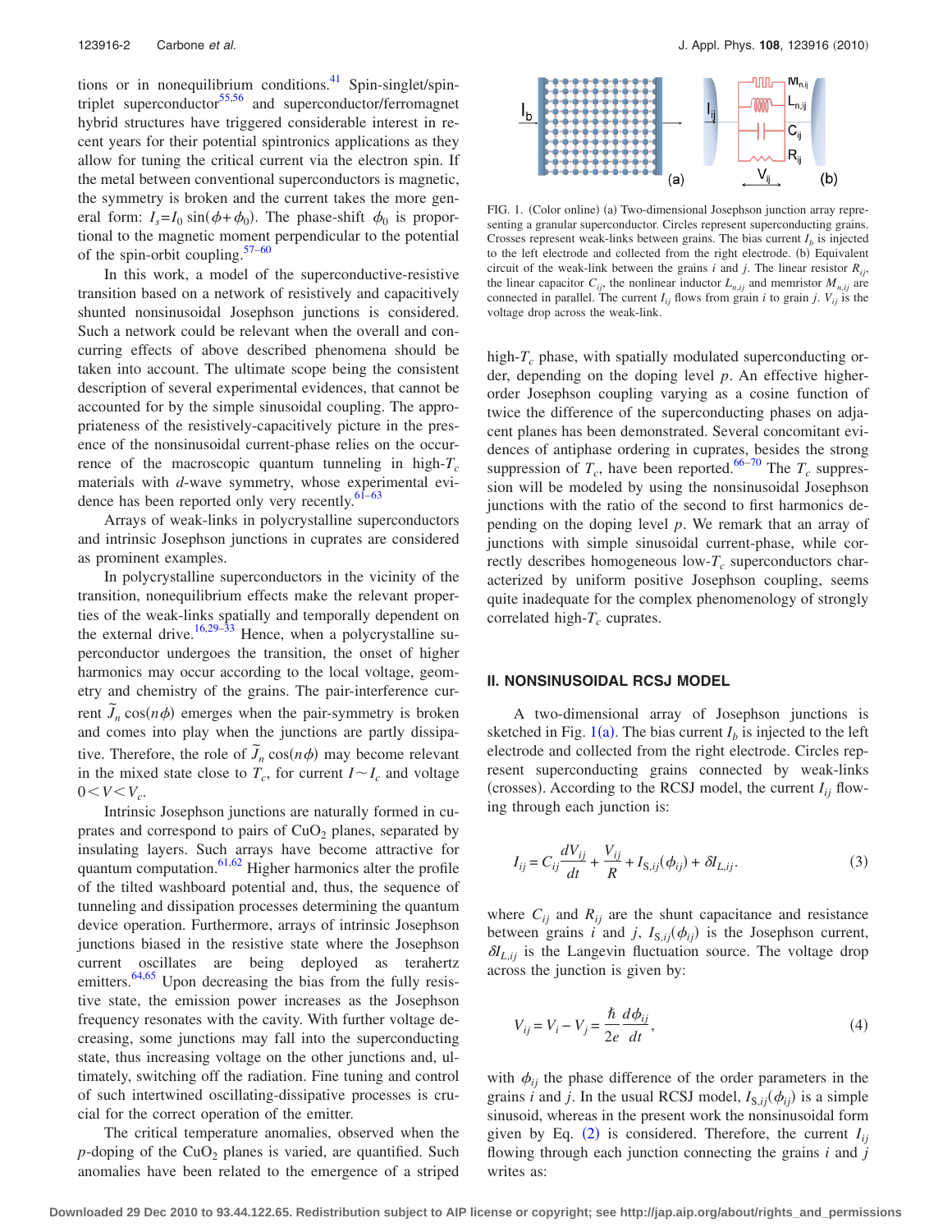tions or in nonequilibrium conditions.[41] Spin-singlet/spin-triplet superconductor[55,56] and superconductor/ferromagnet hybrid structures have triggered considerable interest in recent years for their potential spintronics applications as they allow for tuning the critical current via the electron spin. If the metal between conventional superconductors is magnetic, the symmetry is broken and the current takes the more general form: $I_s = I_0 \sin(\phi + \phi_0)$. The phase-shift $\phi_0$ is proportional to the magnetic moment perpendicular to the potential of the spin-orbit coupling.[57–60]

In this work, a model of the superconductive-resistive transition based on a network of resistively and capacitively shunted nonsinusoidal Josephson junctions is considered. Such a network could be relevant when the overall and concurring effects of above described phenomena should be taken into account. The ultimate scope being the consistent description of several experimental evidences, that cannot be accounted for by the simple sinusoidal coupling. The appropriateness of the resistively-capacitively picture in the presence of the nonsinusoidal current-phase relies on the occurrence of the macroscopic quantum tunneling in high-$T_c$ materials with $d$-wave symmetry, whose experimental evidence has been reported only very recently.[61–63]

Arrays of weak-links in polycrystalline superconductors and intrinsic Josephson junctions in cuprates are considered as prominent examples.

In polycrystalline superconductors in the vicinity of the transition, nonequilibrium effects make the relevant properties of the weak-links spatially and temporally dependent on the external drive.[16,29–33] Hence, when a polycrystalline superconductor undergoes the transition, the onset of higher harmonics may occur according to the local voltage, geometry and chemistry of the grains. The pair-interference current $\tilde{J}_n \cos(n\phi)$ emerges when the pair-symmetry is broken and comes into play when the junctions are partly dissipative. Therefore, the role of $\tilde{J}_n \cos(n\phi)$ may become relevant in the mixed state close to $T_c$, for current $I \sim I_c$ and voltage $0 < V < V_c$.

Intrinsic Josephson junctions are naturally formed in cuprates and correspond to pairs of $CuO_2$ planes, separated by insulating layers. Such arrays have become attractive for quantum computation.[61,62] Higher harmonics alter the profile of the tilted washboard potential and, thus, the sequence of tunneling and dissipation processes determining the quantum device operation. Furthermore, arrays of intrinsic Josephson junctions biased in the resistive state where the Josephson current oscillates are being deployed as terahertz emitters.[64,65] Upon decreasing the bias from the fully resistive state, the emission power increases as the Josephson frequency resonates with the cavity. With further voltage decreasing, some junctions may fall into the superconducting state, thus increasing voltage on the other junctions and, ultimately, switching off the radiation. Fine tuning and control of such intertwined oscillating-dissipative processes is crucial for the correct operation of the emitter.

The critical temperature anomalies, observed when the $p$-doping of the $CuO_2$ planes is varied, are quantified. Such anomalies have been related to the emergence of a striped high-$T_c$ phase, with spatially modulated superconducting order, depending on the doping level $p$. An effective higher-order Josephson coupling varying as a cosine function of twice the difference of the superconducting phases on adjacent planes has been demonstrated. Several concomitant evidences of antiphase ordering in cuprates, besides the strong suppression of $T_c$, have been reported.[66–70] The $T_c$ suppression will be modeled by using the nonsinusoidal Josephson junctions with the ratio of the second to first harmonics depending on the doping level $p$. We remark that an array of junctions with simple sinusoidal current-phase, while correctly describes homogeneous low-$T_c$ superconductors characterized by uniform positive Josephson coupling, seems quite inadequate for the complex phenomenology of strongly correlated high-$T_c$ cuprates.

FIG. 1. (Color online) (a) Two-dimensional Josephson junction array representing a granular superconductor. Circles represent superconducting grains. Crosses represent weak-links between grains. The bias current $I_b$ is injected to the left electrode and collected from the right electrode. (b) Equivalent circuit of the weak-link between the grains $i$ and $j$. The linear resistor $R_{ij}$, the linear capacitor $C_{ij}$, the nonlinear inductor $L_{n,ij}$ and memristor $M_{n,ij}$ are connected in parallel. The current $I_{ij}$ flows from grain $i$ to grain $j$. $V_{ij}$ is the voltage drop across the weak-link.

## II. NONSINUSOIDAL RCSJ MODEL

A two-dimensional array of Josephson junctions is sketched in Fig. 1(a). The bias current $I_b$ is injected to the left electrode and collected from the right electrode. Circles represent superconducting grains connected by weak-links (crosses). According to the RCSJ model, the current $I_{ij}$ flowing through each junction is:

$$I_{ij} = C_{ij}\frac{dV_{ij}}{dt} + \frac{V_{ij}}{R} + I_{S,ij}(\phi_{ij}) + \delta I_{L,ij}. \tag{3}$$

where $C_{ij}$ and $R_{ij}$ are the shunt capacitance and resistance between grains $i$ and $j$, $I_{S,ij}(\phi_{ij})$ is the Josephson current, $\delta I_{L,ij}$ is the Langevin fluctuation source. The voltage drop across the junction is given by:

$$V_{ij} = V_i - V_j = \frac{\hbar}{2e}\frac{d\phi_{ij}}{dt}, \tag{4}$$

with $\phi_{ij}$ the phase difference of the order parameters in the grains $i$ and $j$. In the usual RCSJ model, $I_{S,ij}(\phi_{ij})$ is a simple sinusoid, whereas in the present work the nonsinusoidal form given by Eq. (2) is considered. Therefore, the current $I_{ij}$ flowing through each junction connecting the grains $i$ and $j$ writes as: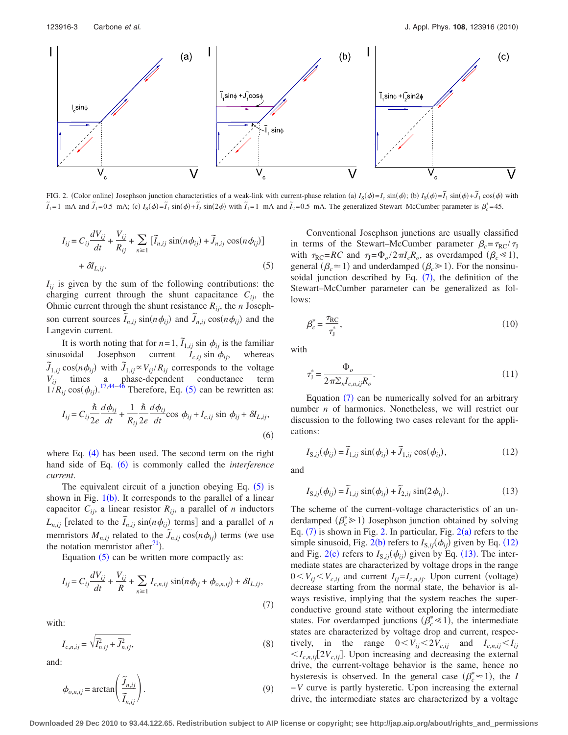FIG. 2. (Color online) Josephson junction characteristics of a weak-link with current-phase relation (a) $I_S(\phi)=I_c \sin(\phi)$; (b) $I_S(\phi)=\tilde{I}_1 \sin(\phi)+\tilde{J}_1 \cos(\phi)$ with $\tilde{I}_1=1$ mA and $\tilde{J}_1=0.5$ mA; (c) $I_S(\phi)=\tilde{I}_1 \sin(\phi)+\tilde{I}_2 \sin(2\phi)$ with $\tilde{I}_1=1$ mA and $\tilde{I}_2=0.5$ mA. The generalized Stewart–McCumber parameter is $\beta_c^*=45$.

$$I_{ij}=C_{ij}\frac{dV_{ij}}{dt}+\frac{V_{ij}}{R_{ij}}+\sum_{n\geq 1}[\tilde{I}_{n,ij}\sin(n\phi_{ij})+\tilde{J}_{n,ij}\cos(n\phi_{ij})]+\delta I_{L,ij}. \tag{5}$$

$I_{ij}$ is given by the sum of the following contributions: the charging current through the shunt capacitance $C_{ij}$, the Ohmic current through the shunt resistance $R_{ij}$, the $n$ Josephson current sources $\tilde{I}_{n,ij}\sin(n\phi_{ij})$ and $\tilde{J}_{n,ij}\cos(n\phi_{ij})$ and the Langevin current.

It is worth noting that for $n=1$, $\tilde{I}_{1,ij}\sin\phi_{ij}$ is the familiar sinusoidal Josephson current $I_{c,ij}\sin\phi_{ij}$, whereas $\tilde{J}_{1,ij}\cos(n\phi_{ij})$ with $\tilde{J}_{1,ij}\propto V_{ij}/R_{ij}$ corresponds to the voltage $V_{ij}$ times a phase-dependent conductance term $1/R_{ij}\cos(\phi_{ij})$.[17,44–46] Therefore, Eq. (5) can be rewritten as:

$$I_{ij}=C_{ij}\frac{\hbar}{2e}\frac{d\phi_{ij}}{dt}+\frac{1}{R_{ij}}\frac{\hbar}{2e}\frac{d\phi_{ij}}{dt}\cos\phi_{ij}+I_{c,ij}\sin\phi_{ij}+\delta I_{L,ij}, \tag{6}$$

where Eq. (4) has been used. The second term on the right hand side of Eq. (6) is commonly called the *interference current*.

The equivalent circuit of a junction obeying Eq. (5) is shown in Fig. 1(b). It corresponds to the parallel of a linear capacitor $C_{ij}$, a linear resistor $R_{ij}$, a parallel of $n$ inductors $L_{n,ij}$ [related to the $\tilde{I}_{n,ij}\sin(n\phi_{ij})$ terms] and a parallel of $n$ memristors $M_{n,ij}$ related to the $\tilde{J}_{n,ij}\cos(n\phi_{ij})$ terms (we use the notation memristor after[71]).

Equation (5) can be written more compactly as:

$$I_{ij}=C_{ij}\frac{dV_{ij}}{dt}+\frac{V_{ij}}{R}+\sum_{n\geq 1}I_{c,n,ij}\sin(n\phi_{ij}+\phi_{o,n,ij})+\delta I_{L,ij}, \tag{7}$$

with:

$$I_{c,n,ij}=\sqrt{\tilde{I}_{n,ij}^2+\tilde{J}_{n,ij}^2}, \tag{8}$$

and:

$$\phi_{o,n,ij}=\arctan\left(\frac{\tilde{J}_{n,ij}}{\tilde{I}_{n,ij}}\right). \tag{9}$$

Conventional Josephson junctions are usually classified in terms of the Stewart–McCumber parameter $\beta_c=\tau_{RC}/\tau_J$ with $\tau_{RC}=RC$ and $\tau_J=\Phi_o/2\pi I_c R_o$, as overdamped ($\beta_c \ll 1$), general ($\beta_c \simeq 1$) and underdamped ($\beta_c \gg 1$). For the nonsinusoidal junction described by Eq. (7), the definition of the Stewart–McCumber parameter can be generalized as follows:

$$\beta_c^*=\frac{\tau_{RC}}{\tau_J^*}, \tag{10}$$

with

$$\tau_J^*=\frac{\Phi_o}{2\pi\Sigma_n I_{c,n,ij}R_o}. \tag{11}$$

Equation (7) can be numerically solved for an arbitrary number $n$ of harmonics. Nonetheless, we will restrict our discussion to the following two cases relevant for the applications:

$$I_{S,ij}(\phi_{ij})=\tilde{I}_{1,ij}\sin(\phi_{ij})+\tilde{J}_{1,ij}\cos(\phi_{ij}), \tag{12}$$

and

$$I_{S,ij}(\phi_{ij})=\tilde{I}_{1,ij}\sin(\phi_{ij})+\tilde{I}_{2,ij}\sin(2\phi_{ij}). \tag{13}$$

The scheme of the current-voltage characteristics of an underdamped ($\beta_c^* \gg 1$) Josephson junction obtained by solving Eq. (7) is shown in Fig. 2. In particular, Fig. 2(a) refers to the simple sinusoid, Fig. 2(b) refers to $I_{S,ij}(\phi_{ij})$ given by Eq. (12) and Fig. 2(c) refers to $I_{S,ij}(\phi_{ij})$ given by Eq. (13). The intermediate states are characterized by voltage drops in the range $0<V_{ij}<V_{c,ij}$ and current $I_{ij}=I_{c,n,ij}$. Upon current (voltage) decrease starting from the normal state, the behavior is always resistive, implying that the system reaches the superconductive ground state without exploring the intermediate states. For overdamped junctions ($\beta_c^* \ll 1$), the intermediate states are characterized by voltage drop and current, respectively, in the range $0<V_{ij}<2V_{c,ij}$ and $I_{c,n,ij}<I_{ij}<I_{c,n,ij}[2V_{c,ij}]$. Upon increasing and decreasing the external drive, the current-voltage behavior is the same, hence no hysteresis is observed. In the general case ($\beta_c^* \simeq 1$), the $I-V$ curve is partly hysteretic. Upon increasing the external drive, the intermediate states are characterized by a voltage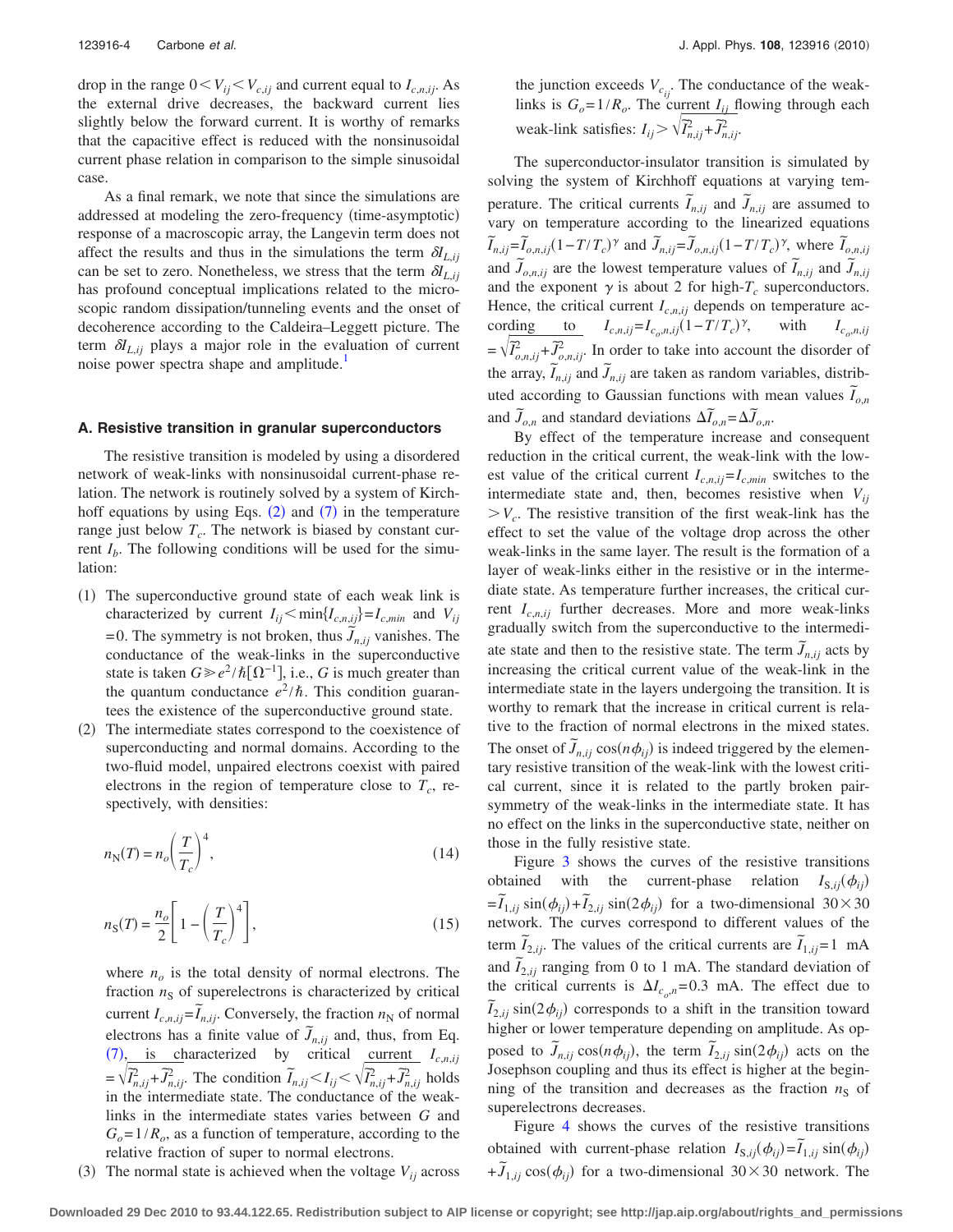drop in the range $0 < V_{ij} < V_{c,ij}$ and current equal to $I_{c,n,ij}$. As the external drive decreases, the backward current lies slightly below the forward current. It is worthy of remarks that the capacitive effect is reduced with the nonsinusoidal current phase relation in comparison to the simple sinusoidal case.

As a final remark, we note that since the simulations are addressed at modeling the zero-frequency (time-asymptotic) response of a macroscopic array, the Langevin term does not affect the results and thus in the simulations the term $\delta I_{L,ij}$ can be set to zero. Nonetheless, we stress that the term $\delta I_{L,ij}$ has profound conceptual implications related to the microscopic random dissipation/tunneling events and the onset of decoherence according to the Caldeira–Leggett picture. The term $\delta I_{L,ij}$ plays a major role in the evaluation of current noise power spectra shape and amplitude.[1]

### A. Resistive transition in granular superconductors

The resistive transition is modeled by using a disordered network of weak-links with nonsinusoidal current-phase relation. The network is routinely solved by a system of Kirchhoff equations by using Eqs. (2) and (7) in the temperature range just below $T_c$. The network is biased by constant current $I_b$. The following conditions will be used for the simulation:

(1) The superconductive ground state of each weak link is characterized by current $I_{ij} < \min\{I_{c,n,ij}\} = I_{c,min}$ and $V_{ij} = 0$. The symmetry is not broken, thus $\tilde{J}_{n,ij}$ vanishes. The conductance of the weak-links in the superconductive state is taken $G \gg e^2/\hbar[\Omega^{-1}]$, i.e., $G$ is much greater than the quantum conductance $e^2/\hbar$. This condition guarantees the existence of the superconductive ground state.

(2) The intermediate states correspond to the coexistence of superconducting and normal domains. According to the two-fluid model, unpaired electrons coexist with paired electrons in the region of temperature close to $T_c$, respectively, with densities:

$$n_N(T) = n_o\left(\frac{T}{T_c}\right)^4, \tag{14}$$

$$n_S(T) = \frac{n_o}{2}\left[1 - \left(\frac{T}{T_c}\right)^4\right], \tag{15}$$

where $n_o$ is the total density of normal electrons. The fraction $n_S$ of superelectrons is characterized by critical current $I_{c,n,ij} = \tilde{I}_{n,ij}$. Conversely, the fraction $n_N$ of normal electrons has a finite value of $\tilde{J}_{n,ij}$ and, thus, from Eq. (7), is characterized by critical current $I_{c,n,ij} = \sqrt{\tilde{I}_{n,ij}^2 + \tilde{J}_{n,ij}^2}$. The condition $\tilde{I}_{n,ij} < I_{ij} < \sqrt{\tilde{I}_{n,ij}^2 + \tilde{J}_{n,ij}^2}$ holds in the intermediate state. The conductance of the weak-links in the intermediate states varies between $G$ and $G_o = 1/R_o$, as a function of temperature, according to the relative fraction of super to normal electrons.

(3) The normal state is achieved when the voltage $V_{ij}$ across the junction exceeds $V_{c_{ij}}$. The conductance of the weak-links is $G_o = 1/R_o$. The current $I_{ij}$ flowing through each weak-link satisfies: $I_{ij} > \sqrt{\tilde{I}_{n,ij}^2 + \tilde{J}_{n,ij}^2}$.

The superconductor-insulator transition is simulated by solving the system of Kirchhoff equations at varying temperature. The critical currents $\tilde{I}_{n,ij}$ and $\tilde{J}_{n,ij}$ are assumed to vary on temperature according to the linearized equations $\tilde{I}_{n,ij} = \tilde{I}_{o,n,ij}(1 - T/T_c)^\gamma$ and $\tilde{J}_{n,ij} = \tilde{J}_{o,n,ij}(1 - T/T_c)^\gamma$, where $\tilde{I}_{o,n,ij}$ and $\tilde{J}_{o,n,ij}$ are the lowest temperature values of $\tilde{I}_{n,ij}$ and $\tilde{J}_{n,ij}$ and the exponent $\gamma$ is about 2 for high-$T_c$ superconductors. Hence, the critical current $I_{c,n,ij}$ depends on temperature according to $I_{c,n,ij} = I_{c_o,n,ij}(1 - T/T_c)^\gamma$, with $I_{c_o,n,ij} = \sqrt{\tilde{I}_{o,n,ij}^2 + \tilde{J}_{o,n,ij}^2}$. In order to take into account the disorder of the array, $\tilde{I}_{n,ij}$ and $\tilde{J}_{n,ij}$ are taken as random variables, distributed according to Gaussian functions with mean values $\tilde{I}_{o,n}$ and $\tilde{J}_{o,n}$ and standard deviations $\Delta\tilde{I}_{o,n} = \Delta\tilde{J}_{o,n}$.

By effect of the temperature increase and consequent reduction in the critical current, the weak-link with the lowest value of the critical current $I_{c,n,ij} = I_{c,min}$ switches to the intermediate state and, then, becomes resistive when $V_{ij} > V_c$. The resistive transition of the first weak-link has the effect to set the value of the voltage drop across the other weak-links in the same layer. The result is the formation of a layer of weak-links either in the resistive or in the intermediate state. As temperature further increases, the critical current $I_{c,n,ij}$ further decreases. More and more weak-links gradually switch from the superconductive to the intermediate state and then to the resistive state. The term $\tilde{J}_{n,ij}$ acts by increasing the critical current value of the weak-link in the intermediate state in the layers undergoing the transition. It is worthy to remark that the increase in critical current is relative to the fraction of normal electrons in the mixed states. The onset of $\tilde{J}_{n,ij}\cos(n\phi_{ij})$ is indeed triggered by the elementary resistive transition of the weak-link with the lowest critical current, since it is related to the partly broken pair-symmetry of the weak-links in the intermediate state. It has no effect on the links in the superconductive state, neither on those in the fully resistive state.

Figure 3 shows the curves of the resistive transitions obtained with the current-phase relation $I_{S,ij}(\phi_{ij}) = \tilde{I}_{1,ij}\sin(\phi_{ij}) + \tilde{I}_{2,ij}\sin(2\phi_{ij})$ for a two-dimensional $30\times 30$ network. The curves correspond to different values of the term $\tilde{I}_{2,ij}$. The values of the critical currents are $\tilde{I}_{1,ij} = 1$ mA and $\tilde{I}_{2,ij}$ ranging from 0 to 1 mA. The standard deviation of the critical currents is $\Delta I_{c_o,n} = 0.3$ mA. The effect due to $\tilde{I}_{2,ij}\sin(2\phi_{ij})$ corresponds to a shift in the transition toward higher or lower temperature depending on amplitude. As opposed to $\tilde{J}_{n,ij}\cos(n\phi_{ij})$, the term $\tilde{I}_{2,ij}\sin(2\phi_{ij})$ acts on the Josephson coupling and thus its effect is higher at the beginning of the transition and decreases as the fraction $n_S$ of superelectrons decreases.

Figure 4 shows the curves of the resistive transitions obtained with current-phase relation $I_{S,ij}(\phi_{ij}) = \tilde{I}_{1,ij}\sin(\phi_{ij}) + \tilde{J}_{1,ij}\cos(\phi_{ij})$ for a two-dimensional $30\times 30$ network. The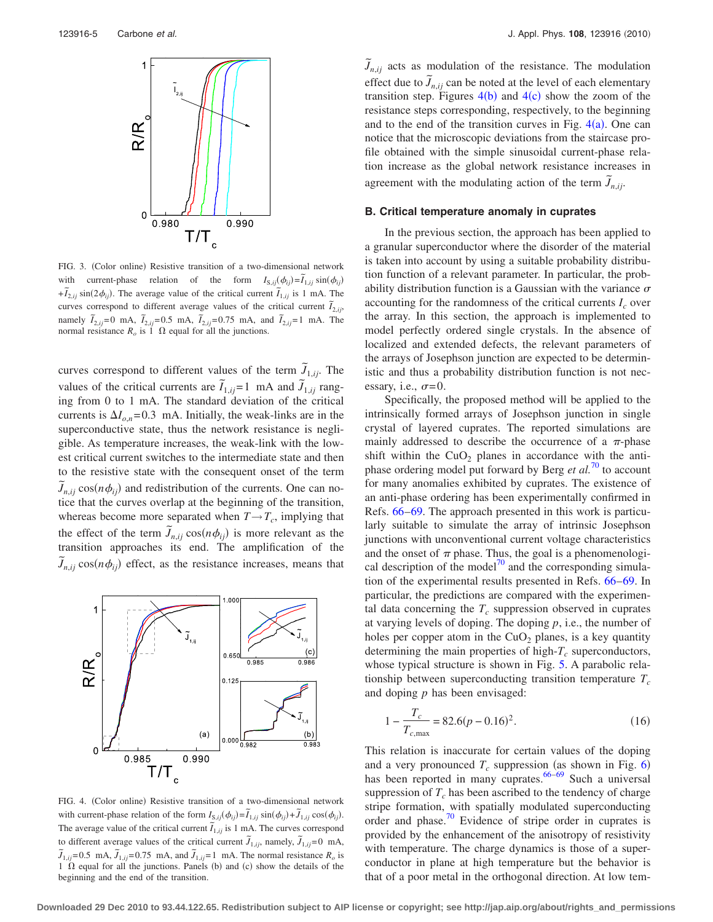FIG. 3. (Color online) Resistive transition of a two-dimensional network with current-phase relation of the form $I_{S,ij}(\phi_{ij})=\tilde{I}_{1,ij}\sin(\phi_{ij})+\tilde{I}_{2,ij}\sin(2\phi_{ij})$. The average value of the critical current $\tilde{I}_{1,ij}$ is 1 mA. The curves correspond to different average values of the critical current $\tilde{I}_{2,ij}$, namely $\tilde{I}_{2,ij}=0$ mA, $\tilde{I}_{2,ij}=0.5$ mA, $\tilde{I}_{2,ij}=0.75$ mA, and $\tilde{I}_{2,ij}=1$ mA. The normal resistance $R_o$ is 1 Ω equal for all the junctions.

curves correspond to different values of the term $\tilde{J}_{1,ij}$. The values of the critical currents are $\tilde{I}_{1,ij}=1$ mA and $\tilde{J}_{1,ij}$ ranging from 0 to 1 mA. The standard deviation of the critical currents is $\Delta I_{o,n}=0.3$ mA. Initially, the weak-links are in the superconductive state, thus the network resistance is negligible. As temperature increases, the weak-link with the lowest critical current switches to the intermediate state and then to the resistive state with the consequent onset of the term $\tilde{J}_{n,ij}\cos(n\phi_{ij})$ and redistribution of the currents. One can notice that the curves overlap at the beginning of the transition, whereas become more separated when $T\rightarrow T_c$, implying that the effect of the term $\tilde{J}_{n,ij}\cos(n\phi_{ij})$ is more relevant as the transition approaches its end. The amplification of the $\tilde{J}_{n,ij}\cos(n\phi_{ij})$ effect, as the resistance increases, means that $\tilde{J}_{n,ij}$ acts as modulation of the resistance. The modulation effect due to $\tilde{J}_{n,ij}$ can be noted at the level of each elementary transition step. Figures 4(b) and 4(c) show the zoom of the resistance steps corresponding, respectively, to the beginning and to the end of the transition curves in Fig. 4(a). One can notice that the microscopic deviations from the staircase profile obtained with the simple sinusoidal current-phase relation increase as the global network resistance increases in agreement with the modulating action of the term $\tilde{J}_{n,ij}$.

FIG. 4. (Color online) Resistive transition of a two-dimensional network with the current-phase relation of the form $I_{S,ij}(\phi_{ij})=\tilde{I}_{1,ij}\sin(\phi_{ij})+\tilde{J}_{1,ij}\cos(\phi_{ij})$. The average value of the critical current $\tilde{I}_{1,ij}$ is 1 mA. The curves correspond to different average values of the critical current $\tilde{J}_{1,ij}$, namely, $\tilde{J}_{1,ij}=0$ mA, $\tilde{J}_{1,ij}=0.5$ mA, $\tilde{J}_{1,ij}=0.75$ mA, and $\tilde{J}_{1,ij}=1$ mA. The normal resistance $R_o$ is 1 Ω equal for all the junctions. Panels (b) and (c) show the details of the beginning and the end of the transition.

### B. Critical temperature anomaly in cuprates

In the previous section, the approach has been applied to a granular superconductor where the disorder of the material is taken into account by using a suitable probability distribution function of a relevant parameter. In particular, the probability distribution function is a Gaussian with the variance $\sigma$ accounting for the randomness of the critical currents $I_c$ over the array. In this section, the approach is implemented to model perfectly ordered single crystals. In the absence of localized and extended defects, the relevant parameters of the arrays of Josephson junction are expected to be deterministic and thus a probability distribution function is not necessary, i.e., $\sigma=0$.

Specifically, the proposed method will be applied to the intrinsically formed arrays of Josephson junction in single crystal of layered cuprates. The reported simulations are mainly addressed to describe the occurrence of a $\pi$-phase shift within the $CuO_2$ planes in accordance with the anti-phase ordering model put forward by Berg *et al.*[70] to account for many anomalies exhibited by cuprates. The existence of an anti-phase ordering has been experimentally confirmed in Refs. 66–69. The approach presented in this work is particularly suitable to simulate the array of intrinsic Josephson junctions with unconventional current voltage characteristics and the onset of $\pi$ phase. Thus, the goal is a phenomenological description of the model[70] and the corresponding simulation of the experimental results presented in Refs. 66–69. In particular, the predictions are compared with the experimental data concerning the $T_c$ suppression observed in cuprates at varying levels of doping. The doping $p$, i.e., the number of holes per copper atom in the $CuO_2$ planes, is a key quantity determining the main properties of high-$T_c$ superconductors, whose typical structure is shown in Fig. 5. A parabolic relationship between superconducting transition temperature $T_c$ and doping $p$ has been envisaged:

$$1-\frac{T_c}{T_{c,\max}}=82.6(p-0.16)^2. \tag{16}$$

This relation is inaccurate for certain values of the doping and a very pronounced $T_c$ suppression (as shown in Fig. 6) has been reported in many cuprates.[66–69] Such a universal suppression of $T_c$ has been ascribed to the tendency of charge stripe formation, with spatially modulated superconducting order and phase.[70] Evidence of stripe order in cuprates is provided by the enhancement of the anisotropy of resistivity with temperature. The charge dynamics is those of a superconductor in plane at high temperature but the behavior is that of a poor metal in the orthogonal direction. At low tem-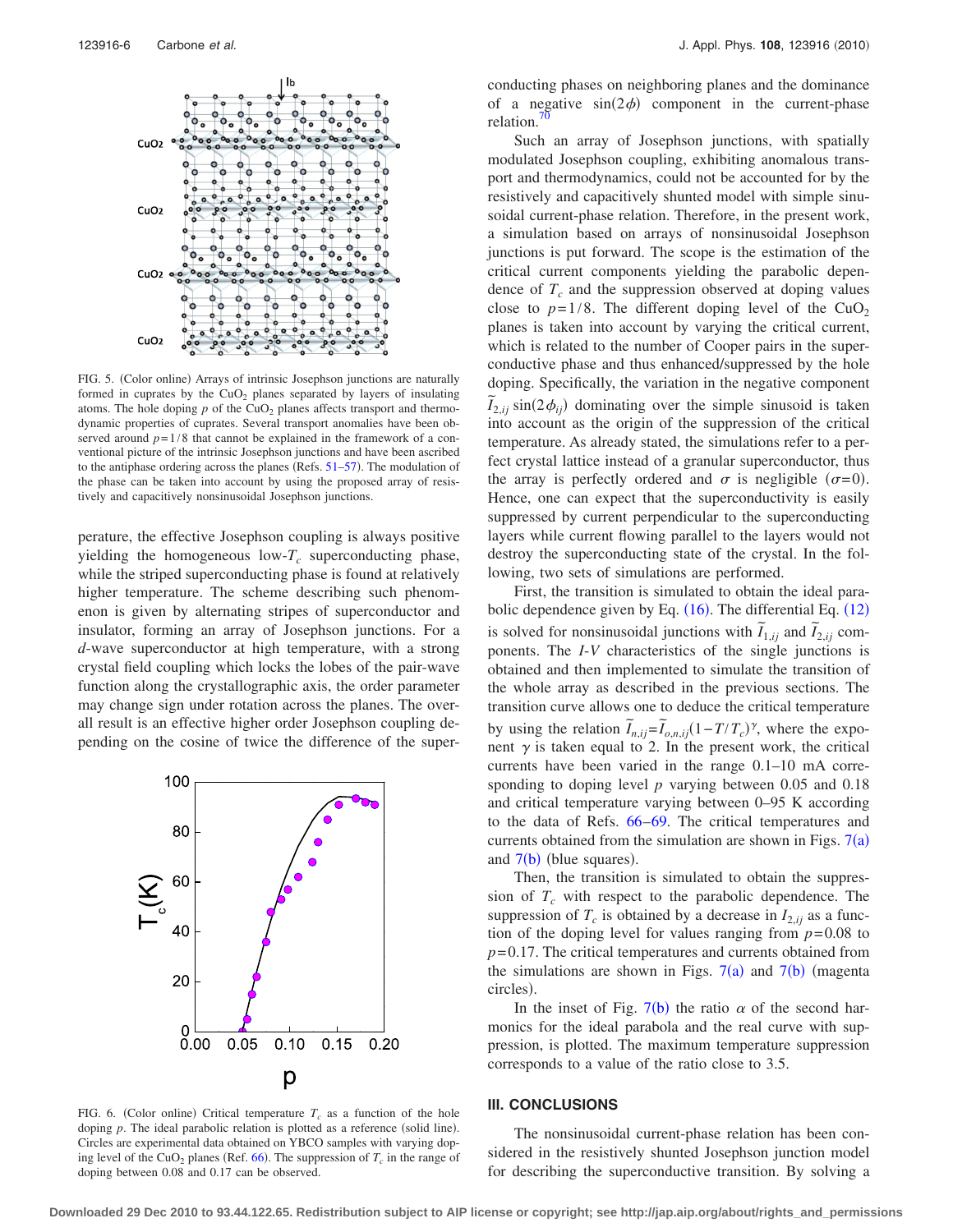FIG. 5. (Color online) Arrays of intrinsic Josephson junctions are naturally formed in cuprates by the $CuO_2$ planes separated by layers of insulating atoms. The hole doping $p$ of the $CuO_2$ planes affects transport and thermodynamic properties of cuprates. Several transport anomalies have been observed around $p=1/8$ that cannot be explained in the framework of a conventional picture of the intrinsic Josephson junctions and have been ascribed to the antiphase ordering across the planes (Refs. 51–57). The modulation of the phase can be taken into account by using the proposed array of resistively and capacitively nonsinusoidal Josephson junctions.

perature, the effective Josephson coupling is always positive yielding the homogeneous low-$T_c$ superconducting phase, while the striped superconducting phase is found at relatively higher temperature. The scheme describing such phenomenon is given by alternating stripes of superconductor and insulator, forming an array of Josephson junctions. For a $d$-wave superconductor at high temperature, with a strong crystal field coupling which locks the lobes of the pair-wave function along the crystallographic axis, the order parameter may change sign under rotation across the planes. The overall result is an effective higher order Josephson coupling depending on the cosine of twice the difference of the superconducting phases on neighboring planes and the dominance of a negative $\sin(2\phi)$ component in the current-phase relation.[70]

FIG. 6. (Color online) Critical temperature $T_c$ as a function of the hole doping $p$. The ideal parabolic relation is plotted as a reference (solid line). Circles are experimental data obtained on YBCO samples with varying doping level of the $CuO_2$ planes (Ref. 66). The suppression of $T_c$ in the range of doping between 0.08 and 0.17 can be observed.

Such an array of Josephson junctions, with spatially modulated Josephson coupling, exhibiting anomalous transport and thermodynamics, could not be accounted for by the resistively and capacitively shunted model with simple sinusoidal current-phase relation. Therefore, in the present work, a simulation based on arrays of nonsinusoidal Josephson junctions is put forward. The scope is the estimation of the critical current components yielding the parabolic dependence of $T_c$ and the suppression observed at doping values close to $p=1/8$. The different doping level of the $CuO_2$ planes is taken into account by varying the critical current, which is related to the number of Cooper pairs in the superconductive phase and thus enhanced/suppressed by the hole doping. Specifically, the variation in the negative component $\tilde{I}_{2,ij}\sin(2\phi_{ij})$ dominating over the simple sinusoid is taken into account as the origin of the suppression of the critical temperature. As already stated, the simulations refer to a perfect crystal lattice instead of a granular superconductor, thus the array is perfectly ordered and $\sigma$ is negligible ($\sigma=0$). Hence, one can expect that the superconductivity is easily suppressed by current perpendicular to the superconducting layers while current flowing parallel to the layers would not destroy the superconducting state of the crystal. In the following, two sets of simulations are performed.

First, the transition is simulated to obtain the ideal parabolic dependence given by Eq. (16). The differential Eq. (12) is solved for nonsinusoidal junctions with $\tilde{I}_{1,ij}$ and $\tilde{I}_{2,ij}$ components. The *I-V* characteristics of the single junctions is obtained and then implemented to simulate the transition of the whole array as described in the previous sections. The transition curve allows one to deduce the critical temperature by using the relation $\tilde{I}_{n,ij}=\tilde{I}_{o,n,ij}(1-T/T_c)^{\gamma}$, where the exponent $\gamma$ is taken equal to 2. In the present work, the critical currents have been varied in the range 0.1–10 mA corresponding to doping level $p$ varying between 0.05 and 0.18 and critical temperature varying between 0–95 K according to the data of Refs. 66–69. The critical temperatures and currents obtained from the simulation are shown in Figs. 7(a) and 7(b) (blue squares).

Then, the transition is simulated to obtain the suppression of $T_c$ with respect to the parabolic dependence. The suppression of $T_c$ is obtained by a decrease in $I_{2,ij}$ as a function of the doping level for values ranging from $p=0.08$ to $p=0.17$. The critical temperatures and currents obtained from the simulations are shown in Figs. 7(a) and 7(b) (magenta circles).

In the inset of Fig. 7(b) the ratio $\alpha$ of the second harmonics for the ideal parabola and the real curve with suppression, is plotted. The maximum temperature suppression corresponds to a value of the ratio close to 3.5.

## III. CONCLUSIONS

The nonsinusoidal current-phase relation has been considered in the resistively shunted Josephson junction model for describing the superconductive transition. By solving a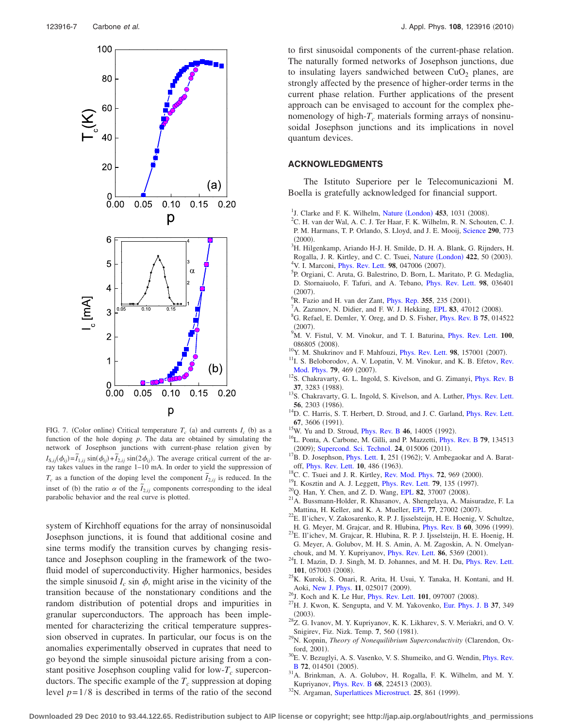FIG. 7. (Color online) Critical temperature $T_c$ (a) and currents $I_c$ (b) as a function of the hole doping $p$. The data are obtained by simulating the network of Josephson junctions with current-phase relation given by $I_{S,ij}(\phi_{ij}) = \tilde{I}_{1,ij}\sin(\phi_{ij}) + \tilde{I}_{2,ij}\sin(2\phi_{ij})$. The average critical current of the array takes values in the range 1–10 mA. In order to yield the suppression of $T_c$ as a function of the doping level the component $\tilde{I}_{2,ij}$ is reduced. In the inset of (b) the ratio $\alpha$ of the $\tilde{I}_{2,ij}$ components corresponding to the ideal parabolic behavior and the real curve is plotted.

system of Kirchhoff equations for the array of nonsinusoidal Josephson junctions, it is found that additional cosine and sine terms modify the transition curves by changing resistance and Josephson coupling in the framework of the two-fluid model of superconductivity. Higher harmonics, besides the simple sinusoid $I_c \sin \phi$, might arise in the vicinity of the transition because of the nonstationary conditions and the random distribution of potential drops and impurities in granular superconductors. The approach has been implemented for characterizing the critical temperature suppression observed in cuprates. In particular, our focus is on the anomalies experimentally observed in cuprates that need to go beyond the simple sinusoidal picture arising from a constant positive Josephson coupling valid for low-$T_c$ superconductors. The specific example of the $T_c$ suppression at doping level $p=1/8$ is described in terms of the ratio of the second to first sinusoidal components of the current-phase relation. The naturally formed networks of Josephson junctions, due to insulating layers sandwiched between $CuO_2$ planes, are strongly affected by the presence of higher-order terms in the current phase relation. Further applications of the present approach can be envisaged to account for the complex phenomenology of high-$T_c$ materials forming arrays of nonsinusoidal Josephson junctions and its implications in novel quantum devices.

## ACKNOWLEDGMENTS

The Istituto Superiore per le Telecomunicazioni M. Boella is gratefully acknowledged for financial support.

[1] J. Clarke and F. K. Wilhelm, Nature (London) **453**, 1031 (2008).
[2] C. H. van der Wal, A. C. J. Ter Haar, F. K. Wilhelm, R. N. Schouten, C. J. P. M. Harmans, T. P. Orlando, S. Lloyd, and J. E. Mooij, Science **290**, 773 (2000).
[3] H. Hilgenkamp, Ariando H-J. H. Smilde, D. H. A. Blank, G. Rijnders, H. Rogalla, J. R. Kirtley, and C. C. Tsuei, Nature (London) **422**, 50 (2003).
[4] V. I. Marconi, Phys. Rev. Lett. **98**, 047006 (2007).
[5] P. Orgiani, C. Aruta, G. Balestrino, D. Born, L. Maritato, P. G. Medaglia, D. Stornaiuolo, F. Tafuri, and A. Tebano, Phys. Rev. Lett. **98**, 036401 (2007).
[6] R. Fazio and H. van der Zant, Phys. Rep. **355**, 235 (2001).
[7] A. Zazunov, N. Didier, and F. W. J. Hekking, EPL **83**, 47012 (2008).
[8] G. Refael, E. Demler, Y. Oreg, and D. S. Fisher, Phys. Rev. B **75**, 014522 (2007).
[9] M. V. Fistul, V. M. Vinokur, and T. I. Baturina, Phys. Rev. Lett. **100**, 086805 (2008).
[10] Y. M. Shukrinov and F. Mahfouzi, Phys. Rev. Lett. **98**, 157001 (2007).
[11] I. S. Beloborodov, A. V. Lopatin, V. M. Vinokur, and K. B. Efetov, Rev. Mod. Phys. **79**, 469 (2007).
[12] S. Chakravarty, G. L. Ingold, S. Kivelson, and G. Zimanyi, Phys. Rev. B **37**, 3283 (1988).
[13] S. Chakravarty, G. L. Ingold, S. Kivelson, and A. Luther, Phys. Rev. Lett. **56**, 2303 (1986).
[14] D. C. Harris, S. T. Herbert, D. Stroud, and J. C. Garland, Phys. Rev. Lett. **67**, 3606 (1991).
[15] W. Yu and D. Stroud, Phys. Rev. B **46**, 14005 (1992).
[16] L. Ponta, A. Carbone, M. Gilli, and P. Mazzetti, Phys. Rev. B **79**, 134513 (2009); Supercond. Sci. Technol. **24**, 015006 (2011).
[17] B. D. Josephson, Phys. Lett. **1**, 251 (1962); V. Ambegaokar and A. Baratoff, Phys. Rev. Lett. **10**, 486 (1963).
[18] C. C. Tsuei and J. R. Kirtley, Rev. Mod. Phys. **72**, 969 (2000).
[19] I. Kosztin and A. J. Leggett, Phys. Rev. Lett. **79**, 135 (1997).
[20] Q. Han, Y. Chen, and Z. D. Wang, EPL **82**, 37007 (2008).
[21] A. Bussmann-Holder, R. Khasanov, A. Shengelaya, A. Maisuradze, F. La Mattina, H. Keller, and K. A. Mueller, EPL **77**, 27002 (2007).
[22] E. Il'ichev, V. Zakosarenko, R. P. J. Ijsselsteijn, H. E. Hoenig, V. Schultze, H. G. Meyer, M. Grajcar, and R. Hlubina, Phys. Rev. B **60**, 3096 (1999).
[23] E. Il'ichev, M. Grajcar, R. Hlubina, R. P. J. Ijsselsteijn, H. E. Hoenig, H. G. Meyer, A. Golubov, M. H. S. Amin, A. M. Zagoskin, A. N. Omelyanchouk, and M. Y. Kupriyanov, Phys. Rev. Lett. **86**, 5369 (2001).
[24] I. I. Mazin, D. J. Singh, M. D. Johannes, and M. H. Du, Phys. Rev. Lett. **101**, 057003 (2008).
[25] K. Kuroki, S. Onari, R. Arita, H. Usui, Y. Tanaka, H. Kontani, and H. Aoki, New J. Phys. **11**, 025017 (2009).
[26] J. Koch and K. Le Hur, Phys. Rev. Lett. **101**, 097007 (2008).
[27] H. J. Kwon, K. Sengupta, and V. M. Yakovenko, Eur. Phys. J. B **37**, 349 (2003).
[28] Z. G. Ivanov, M. Y. Kupriyanov, K. K. Likharev, S. V. Meriakri, and O. V. Snigirev, Fiz. Nizk. Temp. **7**, 560 (1981).
[29] N. Kopnin, *Theory of Nonequilibrium Superconductivity* (Clarendon, Oxford, 2001).
[30] E. V. Bezuglyi, A. S. Vasenko, V. S. Shumeiko, and G. Wendin, Phys. Rev. B **72**, 014501 (2005).
[31] A. Brinkman, A. A. Golubov, H. Rogalla, F. K. Wilhelm, and M. Y. Kupriyanov, Phys. Rev. B **68**, 224513 (2003).
[32] N. Argaman, Superlattices Microstruct. **25**, 861 (1999).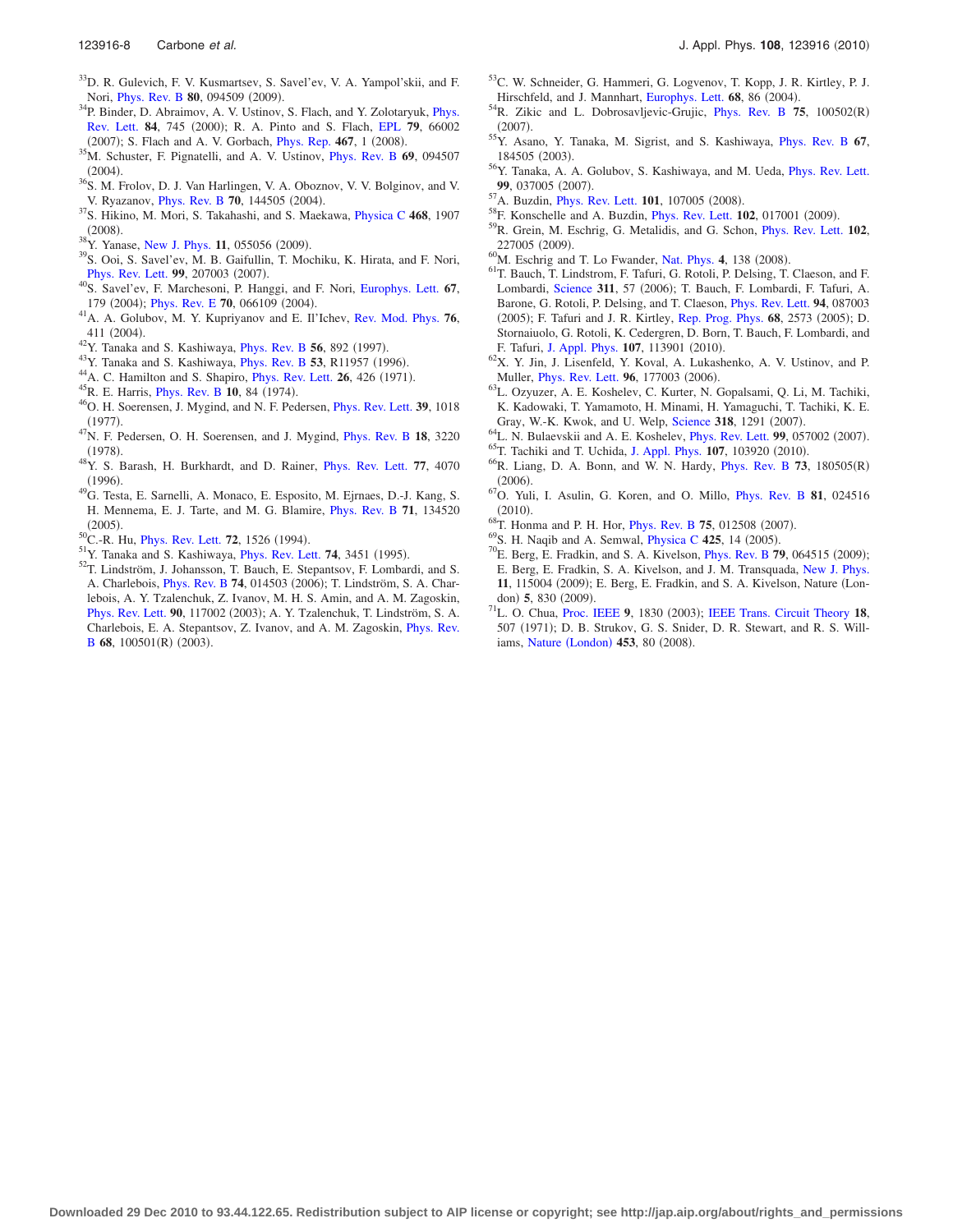[33] D. R. Gulevich, F. V. Kusmartsev, S. Savel'ev, V. A. Yampol'skii, and F. Nori, Phys. Rev. B **80**, 094509 (2009).

[34] P. Binder, D. Abraimov, A. V. Ustinov, S. Flach, and Y. Zolotaryuk, Phys. Rev. Lett. **84**, 745 (2000); R. A. Pinto and S. Flach, EPL **79**, 66002 (2007); S. Flach and A. V. Gorbach, Phys. Rep. **467**, 1 (2008).

[35] M. Schuster, F. Pignatelli, and A. V. Ustinov, Phys. Rev. B **69**, 094507 (2004).

[36] S. M. Frolov, D. J. Van Harlingen, V. A. Oboznov, V. V. Bolginov, and V. V. Ryazanov, Phys. Rev. B **70**, 144505 (2004).

[37] S. Hikino, M. Mori, S. Takahashi, and S. Maekawa, Physica C **468**, 1907 (2008).

[38] Y. Yanase, New J. Phys. **11**, 055056 (2009).

[39] S. Ooi, S. Savel'ev, M. B. Gaifullin, T. Mochiku, K. Hirata, and F. Nori, Phys. Rev. Lett. **99**, 207003 (2007).

[40] S. Savel'ev, F. Marchesoni, P. Hanggi, and F. Nori, Europhys. Lett. **67**, 179 (2004); Phys. Rev. E **70**, 066109 (2004).

[41] A. A. Golubov, M. Y. Kupriyanov and E. Il'Ichev, Rev. Mod. Phys. **76**, 411 (2004).

[42] Y. Tanaka and S. Kashiwaya, Phys. Rev. B **56**, 892 (1997).

[43] Y. Tanaka and S. Kashiwaya, Phys. Rev. B **53**, R11957 (1996).

[44] A. C. Hamilton and S. Shapiro, Phys. Rev. Lett. **26**, 426 (1971).

[45] R. E. Harris, Phys. Rev. B **10**, 84 (1974).

[46] O. H. Soerensen, J. Mygind, and N. F. Pedersen, Phys. Rev. Lett. **39**, 1018 (1977).

[47] N. F. Pedersen, O. H. Soerensen, and J. Mygind, Phys. Rev. B **18**, 3220 (1978).

[48] Y. S. Barash, H. Burkhardt, and D. Rainer, Phys. Rev. Lett. **77**, 4070 (1996).

[49] G. Testa, E. Sarnelli, A. Monaco, E. Esposito, M. Ejrnaes, D.-J. Kang, S. H. Mennema, E. J. Tarte, and M. G. Blamire, Phys. Rev. B **71**, 134520 (2005).

[50] C.-R. Hu, Phys. Rev. Lett. **72**, 1526 (1994).

[51] Y. Tanaka and S. Kashiwaya, Phys. Rev. Lett. **74**, 3451 (1995).

[52] T. Lindström, J. Johansson, T. Bauch, E. Stepantsov, F. Lombardi, and S. A. Charlebois, Phys. Rev. B **74**, 014503 (2006); T. Lindström, S. A. Charlebois, A. Y. Tzalenchuk, Z. Ivanov, M. H. S. Amin, and A. M. Zagoskin, Phys. Rev. Lett. **90**, 117002 (2003); A. Y. Tzalenchuk, T. Lindström, S. A. Charlebois, E. A. Stepantsov, Z. Ivanov, and A. M. Zagoskin, Phys. Rev. B **68**, 100501(R) (2003).

[53] C. W. Schneider, G. Hammeri, G. Logvenov, T. Kopp, J. R. Kirtley, P. J. Hirschfeld, and J. Mannhart, Europhys. Lett. **68**, 86 (2004).

[54] R. Zikic and L. Dobrosavljevic-Grujic, Phys. Rev. B **75**, 100502(R) (2007).

[55] Y. Asano, Y. Tanaka, M. Sigrist, and S. Kashiwaya, Phys. Rev. B **67**, 184505 (2003).

[56] Y. Tanaka, A. A. Golubov, S. Kashiwaya, and M. Ueda, Phys. Rev. Lett. **99**, 037005 (2007).

[57] A. Buzdin, Phys. Rev. Lett. **101**, 107005 (2008).

[58] F. Konschelle and A. Buzdin, Phys. Rev. Lett. **102**, 017001 (2009).

[59] R. Grein, M. Eschrig, G. Metalidis, and G. Schon, Phys. Rev. Lett. **102**, 227005 (2009).

[60] M. Eschrig and T. Lo Fwander, Nat. Phys. **4**, 138 (2008).

[61] T. Bauch, T. Lindstrom, F. Tafuri, G. Rotoli, P. Delsing, T. Claeson, and F. Lombardi, Science **311**, 57 (2006); T. Bauch, F. Lombardi, F. Tafuri, A. Barone, G. Rotoli, P. Delsing, and T. Claeson, Phys. Rev. Lett. **94**, 087003 (2005); F. Tafuri and J. R. Kirtley, Rep. Prog. Phys. **68**, 2573 (2005); D. Stornaiuolo, G. Rotoli, K. Cedergren, D. Born, T. Bauch, F. Lombardi, and F. Tafuri, J. Appl. Phys. **107**, 113901 (2010).

[62] X. Y. Jin, J. Lisenfeld, Y. Koval, A. Lukashenko, A. V. Ustinov, and P. Muller, Phys. Rev. Lett. **96**, 177003 (2006).

[63] L. Ozyuzer, A. E. Koshelev, C. Kurter, N. Gopalsami, Q. Li, M. Tachiki, K. Kadowaki, T. Yamamoto, H. Minami, H. Yamaguchi, T. Tachiki, K. E. Gray, W.-K. Kwok, and U. Welp, Science **318**, 1291 (2007).

[64] L. N. Bulaevskii and A. E. Koshelev, Phys. Rev. Lett. **99**, 057002 (2007).

[65] T. Tachiki and T. Uchida, J. Appl. Phys. **107**, 103920 (2010).

[66] R. Liang, D. A. Bonn, and W. N. Hardy, Phys. Rev. B **73**, 180505(R) (2006).

[67] O. Yuli, I. Asulin, G. Koren, and O. Millo, Phys. Rev. B **81**, 024516 (2010).

[68] T. Honma and P. H. Hor, Phys. Rev. B **75**, 012508 (2007).

[69] S. H. Naqib and A. Semwal, Physica C **425**, 14 (2005).

[70] E. Berg, E. Fradkin, and S. A. Kivelson, Phys. Rev. B **79**, 064515 (2009); E. Berg, E. Fradkin, S. A. Kivelson, and J. M. Transquada, New J. Phys. **11**, 115004 (2009); E. Berg, E. Fradkin, and S. A. Kivelson, Nature (London) **5**, 830 (2009).

[71] L. O. Chua, Proc. IEEE **9**, 1830 (2003); IEEE Trans. Circuit Theory **18**, 507 (1971); D. B. Strukov, G. S. Snider, D. R. Stewart, and R. S. Williams, Nature (London) **453**, 80 (2008).